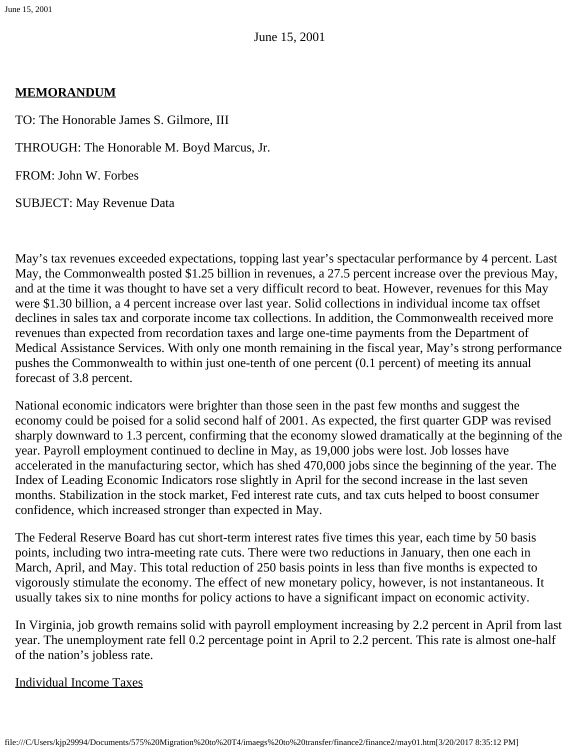June 15, 2001

**MEMORANDUM**

TO: The Honorable James S. Gilmore, III

THROUGH: The Honorable M. Boyd Marcus, Jr.

FROM: John W. Forbes

SUBJECT: May Revenue Data

May's tax revenues exceeded expectations, topping last year's spectacular performance by 4 percent. Last May, the Commonwealth posted $1.25 billion in revenues, a 27.5 percent increase over the previous May, and at the time it was thought to have set a very difficult record to beat. However, revenues for this May were $1.30 billion, a 4 percent increase over last year. Solid collections in individual income tax offset declines in sales tax and corporate income tax collections. In addition, the Commonwealth received more revenues than expected from recordation taxes and large one-time payments from the Department of Medical Assistance Services. With only one month remaining in the fiscal year, May's strong performance pushes the Commonwealth to within just one-tenth of one percent (0.1 percent) of meeting its annual forecast of 3.8 percent.

National economic indicators were brighter than those seen in the past few months and suggest the economy could be poised for a solid second half of 2001. As expected, the first quarter GDP was revised sharply downward to 1.3 percent, confirming that the economy slowed dramatically at the beginning of the year. Payroll employment continued to decline in May, as 19,000 jobs were lost. Job losses have accelerated in the manufacturing sector, which has shed 470,000 jobs since the beginning of the year. The Index of Leading Economic Indicators rose slightly in April for the second increase in the last seven months. Stabilization in the stock market, Fed interest rate cuts, and tax cuts helped to boost consumer confidence, which increased stronger than expected in May.

The Federal Reserve Board has cut short-term interest rates five times this year, each time by 50 basis points, including two intra-meeting rate cuts. There were two reductions in January, then one each in March, April, and May. This total reduction of 250 basis points in less than five months is expected to vigorously stimulate the economy. The effect of new monetary policy, however, is not instantaneous. It usually takes six to nine months for policy actions to have a significant impact on economic activity.

In Virginia, job growth remains solid with payroll employment increasing by 2.2 percent in April from last year. The unemployment rate fell 0.2 percentage point in April to 2.2 percent. This rate is almost one-half of the nation's jobless rate.

Individual Income Taxes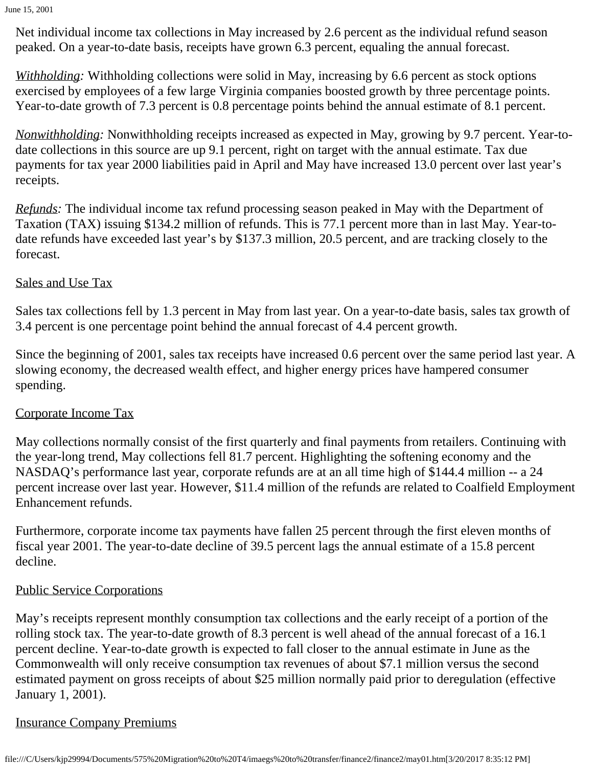Net individual income tax collections in May increased by 2.6 percent as the individual refund season peaked. On a year-to-date basis, receipts have grown 6.3 percent, equaling the annual forecast.

*Withholding:* Withholding collections were solid in May, increasing by 6.6 percent as stock options exercised by employees of a few large Virginia companies boosted growth by three percentage points. Year-to-date growth of 7.3 percent is 0.8 percentage points behind the annual estimate of 8.1 percent.

*Nonwithholding:* Nonwithholding receipts increased as expected in May, growing by 9.7 percent. Year-to-date collections in this source are up 9.1 percent, right on target with the annual estimate. Tax due payments for tax year 2000 liabilities paid in April and May have increased 13.0 percent over last year's receipts.

*Refunds:* The individual income tax refund processing season peaked in May with the Department of Taxation (TAX) issuing $134.2 million of refunds. This is 77.1 percent more than in last May. Year-to-date refunds have exceeded last year's by $137.3 million, 20.5 percent, and are tracking closely to the forecast.

## Sales and Use Tax

Sales tax collections fell by 1.3 percent in May from last year. On a year-to-date basis, sales tax growth of 3.4 percent is one percentage point behind the annual forecast of 4.4 percent growth.

Since the beginning of 2001, sales tax receipts have increased 0.6 percent over the same period last year. A slowing economy, the decreased wealth effect, and higher energy prices have hampered consumer spending.

## Corporate Income Tax

May collections normally consist of the first quarterly and final payments from retailers. Continuing with the year-long trend, May collections fell 81.7 percent. Highlighting the softening economy and the NASDAQ's performance last year, corporate refunds are at an all time high of $144.4 million -- a 24 percent increase over last year. However, $11.4 million of the refunds are related to Coalfield Employment Enhancement refunds.

Furthermore, corporate income tax payments have fallen 25 percent through the first eleven months of fiscal year 2001. The year-to-date decline of 39.5 percent lags the annual estimate of a 15.8 percent decline.

## Public Service Corporations

May's receipts represent monthly consumption tax collections and the early receipt of a portion of the rolling stock tax. The year-to-date growth of 8.3 percent is well ahead of the annual forecast of a 16.1 percent decline. Year-to-date growth is expected to fall closer to the annual estimate in June as the Commonwealth will only receive consumption tax revenues of about $7.1 million versus the second estimated payment on gross receipts of about $25 million normally paid prior to deregulation (effective January 1, 2001).

## Insurance Company Premiums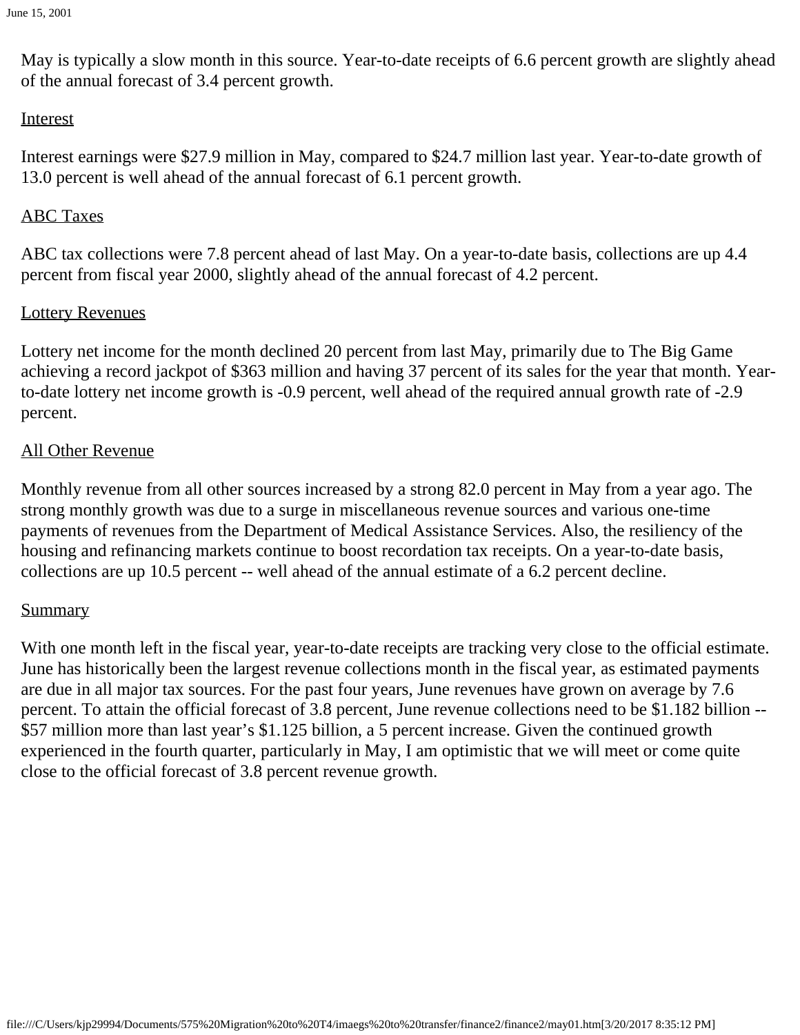May is typically a slow month in this source. Year-to-date receipts of 6.6 percent growth are slightly ahead of the annual forecast of 3.4 percent growth.

<u>Interest</u>

Interest earnings were $27.9 million in May, compared to $24.7 million last year. Year-to-date growth of 13.0 percent is well ahead of the annual forecast of 6.1 percent growth.

<u>ABC Taxes</u>

ABC tax collections were 7.8 percent ahead of last May. On a year-to-date basis, collections are up 4.4 percent from fiscal year 2000, slightly ahead of the annual forecast of 4.2 percent.

<u>Lottery Revenues</u>

Lottery net income for the month declined 20 percent from last May, primarily due to The Big Game achieving a record jackpot of $363 million and having 37 percent of its sales for the year that month. Year-to-date lottery net income growth is -0.9 percent, well ahead of the required annual growth rate of -2.9 percent.

<u>All Other Revenue</u>

Monthly revenue from all other sources increased by a strong 82.0 percent in May from a year ago. The strong monthly growth was due to a surge in miscellaneous revenue sources and various one-time payments of revenues from the Department of Medical Assistance Services. Also, the resiliency of the housing and refinancing markets continue to boost recordation tax receipts. On a year-to-date basis, collections are up 10.5 percent -- well ahead of the annual estimate of a 6.2 percent decline.

<u>Summary</u>

With one month left in the fiscal year, year-to-date receipts are tracking very close to the official estimate. June has historically been the largest revenue collections month in the fiscal year, as estimated payments are due in all major tax sources. For the past four years, June revenues have grown on average by 7.6 percent. To attain the official forecast of 3.8 percent, June revenue collections need to be $1.182 billion -- $57 million more than last year's $1.125 billion, a 5 percent increase. Given the continued growth experienced in the fourth quarter, particularly in May, I am optimistic that we will meet or come quite close to the official forecast of 3.8 percent revenue growth.